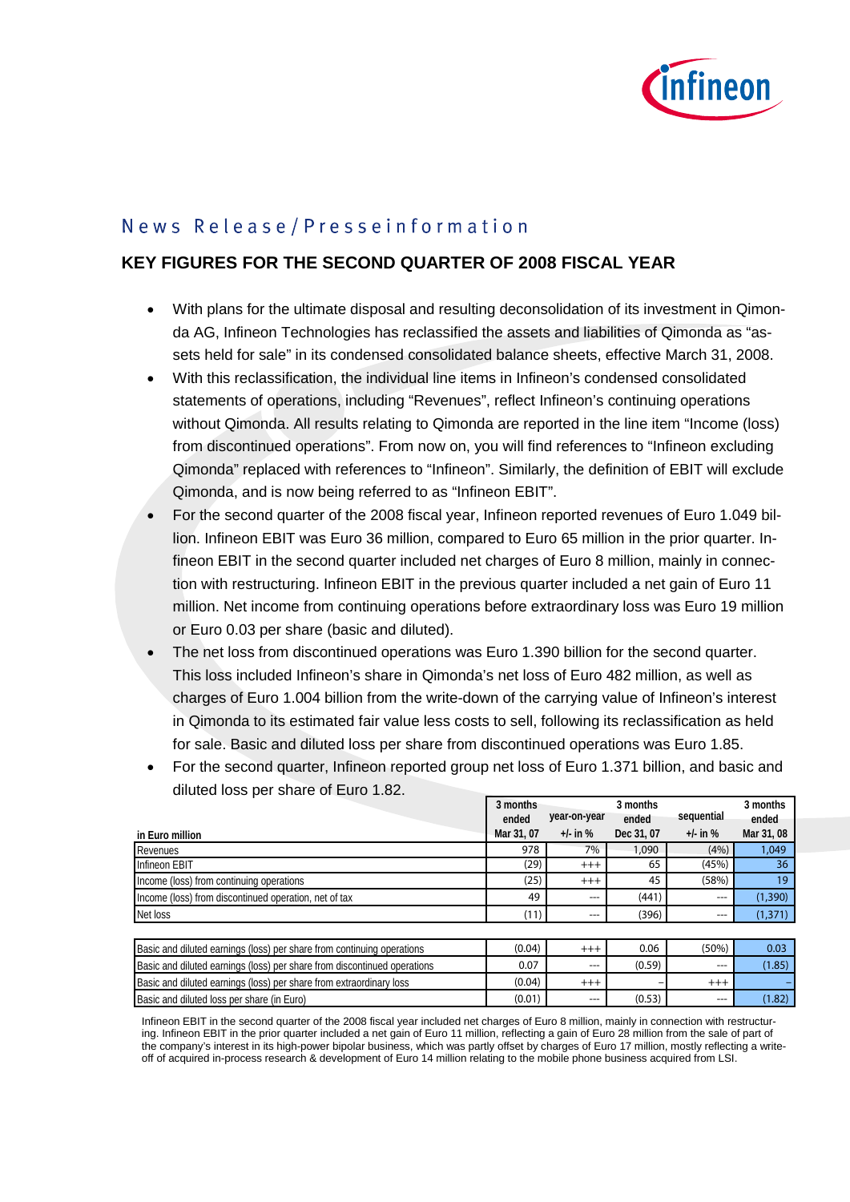News Release/Presseinformation

## KEY FIGURES FOR THE SECOND QUARTER OF 2008 FISCAL YEAR

- With plans for the ultimate disposal and resulting deconsolidation of its investment in Qimonda AG, Infineon Technologies has reclassified the assets and liabilities of Qimonda as "assets held for sale" in its condensed consolidated balance sheets, effective March 31, 2008.
- With this reclassification, the individual line items in Infineon's condensed consolidated statements of operations, including "Revenues", reflect Infineon's continuing operations without Qimonda. All results relating to Qimonda are reported in the line item "Income (loss) from discontinued operations". From now on, you will find references to "Infineon excluding Qimonda" replaced with references to "Infineon". Similarly, the definition of EBIT will exclude Qimonda, and is now being referred to as "Infineon EBIT".
- For the second quarter of the 2008 fiscal year, Infineon reported revenues of Euro 1.049 billion. Infineon EBIT was Euro 36 million, compared to Euro 65 million in the prior quarter. Infineon EBIT in the second quarter included net charges of Euro 8 million, mainly in connection with restructuring. Infineon EBIT in the previous quarter included a net gain of Euro 11 million. Net income from continuing operations before extraordinary loss was Euro 19 million or Euro 0.03 per share (basic and diluted).
- The net loss from discontinued operations was Euro 1.390 billion for the second quarter. This loss included Infineon's share in Qimonda's net loss of Euro 482 million, as well as charges of Euro 1.004 billion from the write-down of the carrying value of Infineon's interest in Qimonda to its estimated fair value less costs to sell, following its reclassification as held for sale. Basic and diluted loss per share from discontinued operations was Euro 1.85.
- For the second quarter, Infineon reported group net loss of Euro 1.371 billion, and basic and diluted loss per share of Euro 1.82.

| in Euro million | 3 months ended Mar 31, 07 | year-on-year +/- in % | 3 months ended Dec 31, 07 | sequential +/- in % | 3 months ended Mar 31, 08 |
|---|---|---|---|---|---|
| Revenues | 978 | 7% | 1,090 | (4%) | 1,049 |
| Infineon EBIT | (29) | +++ | 65 | (45%) | 36 |
| Income (loss) from continuing operations | (25) | +++ | 45 | (58%) | 19 |
| Income (loss) from discontinued operation, net of tax | 49 | --- | (441) | --- | (1,390) |
| Net loss | (11) | --- | (396) | --- | (1,371) |
| | | | | | |
| Basic and diluted earnings (loss) per share from continuing operations | (0.04) | +++ | 0.06 | (50%) | 0.03 |
| Basic and diluted earnings (loss) per share from discontinued operations | 0.07 | --- | (0.59) | --- | (1.85) |
| Basic and diluted earnings (loss) per share from extraordinary loss | (0.04) | +++ | – | +++ | – |
| Basic and diluted loss per share (in Euro) | (0.01) | --- | (0.53) | --- | (1.82) |

Infineon EBIT in the second quarter of the 2008 fiscal year included net charges of Euro 8 million, mainly in connection with restructuring. Infineon EBIT in the prior quarter included a net gain of Euro 11 million, reflecting a gain of Euro 28 million from the sale of part of the company's interest in its high-power bipolar business, which was partly offset by charges of Euro 17 million, mostly reflecting a write-off of acquired in-process research & development of Euro 14 million relating to the mobile phone business acquired from LSI.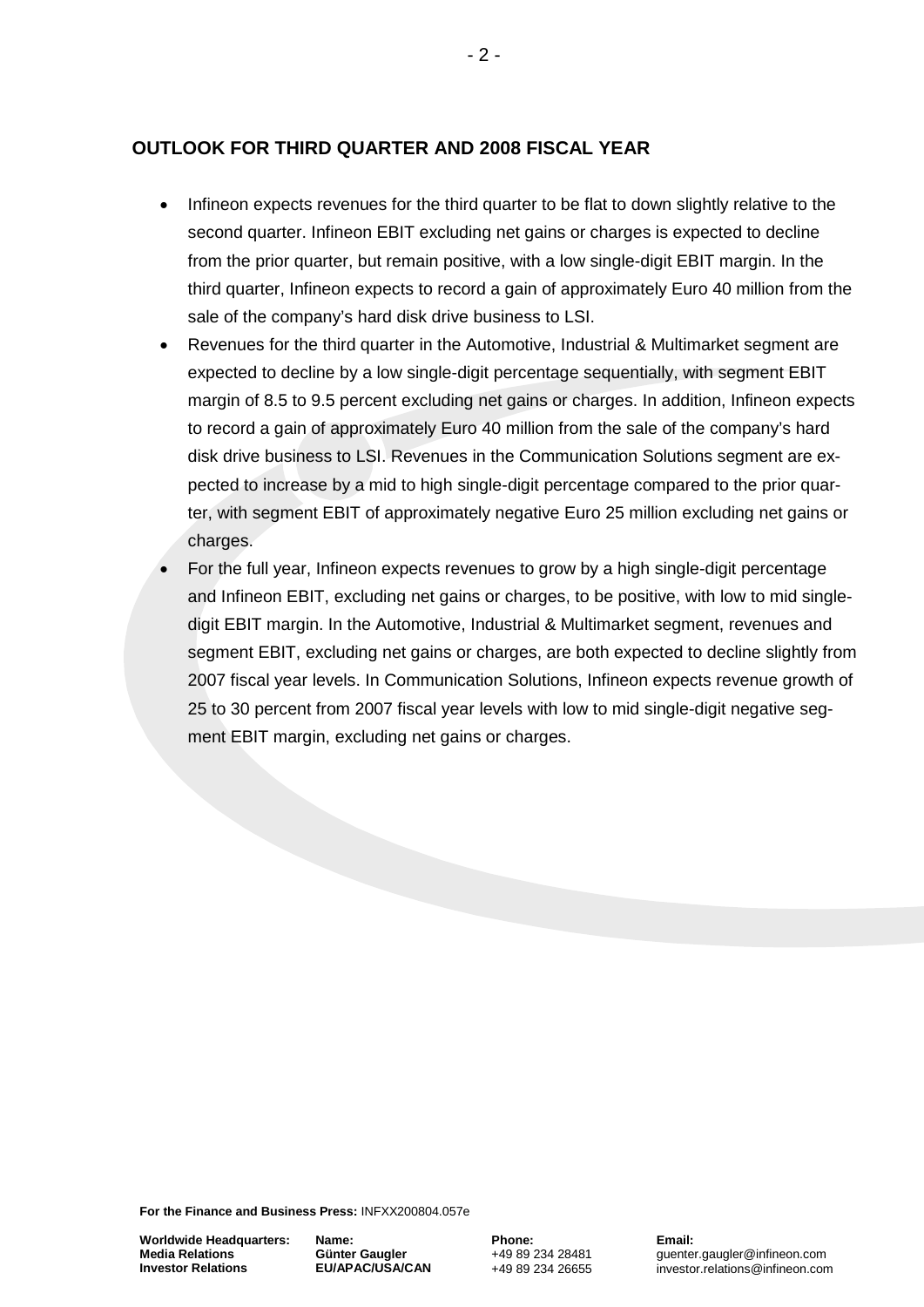## OUTLOOK FOR THIRD QUARTER AND 2008 FISCAL YEAR

- Infineon expects revenues for the third quarter to be flat to down slightly relative to the second quarter. Infineon EBIT excluding net gains or charges is expected to decline from the prior quarter, but remain positive, with a low single-digit EBIT margin. In the third quarter, Infineon expects to record a gain of approximately Euro 40 million from the sale of the company's hard disk drive business to LSI.
- Revenues for the third quarter in the Automotive, Industrial & Multimarket segment are expected to decline by a low single-digit percentage sequentially, with segment EBIT margin of 8.5 to 9.5 percent excluding net gains or charges. In addition, Infineon expects to record a gain of approximately Euro 40 million from the sale of the company's hard disk drive business to LSI. Revenues in the Communication Solutions segment are expected to increase by a mid to high single-digit percentage compared to the prior quarter, with segment EBIT of approximately negative Euro 25 million excluding net gains or charges.
- For the full year, Infineon expects revenues to grow by a high single-digit percentage and Infineon EBIT, excluding net gains or charges, to be positive, with low to mid single-digit EBIT margin. In the Automotive, Industrial & Multimarket segment, revenues and segment EBIT, excluding net gains or charges, are both expected to decline slightly from 2007 fiscal year levels. In Communication Solutions, Infineon expects revenue growth of 25 to 30 percent from 2007 fiscal year levels with low to mid single-digit negative segment EBIT margin, excluding net gains or charges.

**For the Finance and Business Press:** INFXX200804.057e

| **Worldwide Headquarters:** | **Name:** | **Phone:** | **Email:** |
|---|---|---|---|
| **Media Relations** | **Günter Gaugler** | +49 89 234 28481 | guenter.gaugler@infineon.com |
| **Investor Relations** | **EU/APAC/USA/CAN** | +49 89 234 26655 | investor.relations@infineon.com |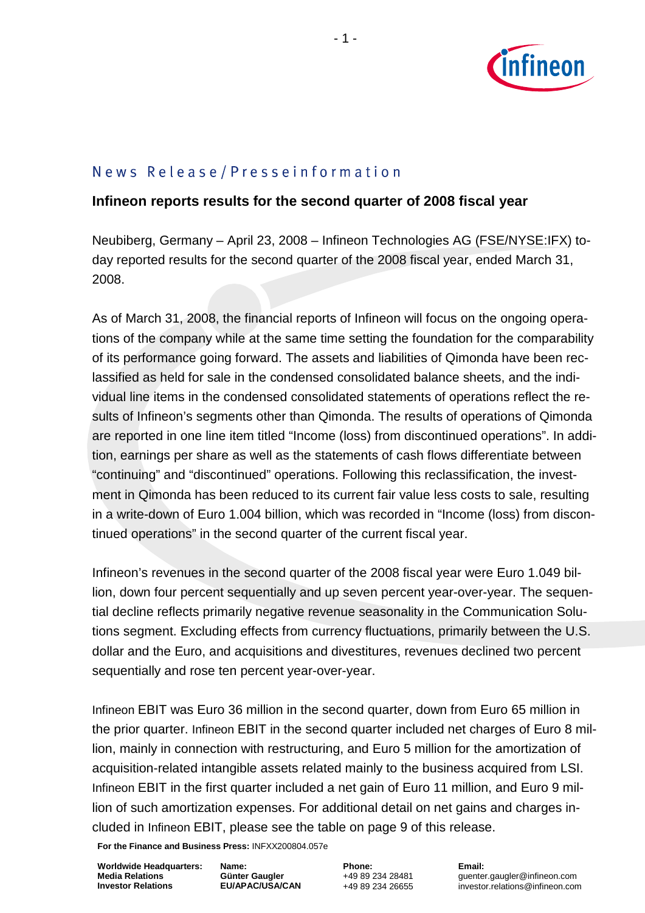## News Release/Presseinformation

### Infineon reports results for the second quarter of 2008 fiscal year

Neubiberg, Germany – April 23, 2008 – Infineon Technologies AG (FSE/NYSE:IFX) today reported results for the second quarter of the 2008 fiscal year, ended March 31, 2008.

As of March 31, 2008, the financial reports of Infineon will focus on the ongoing operations of the company while at the same time setting the foundation for the comparability of its performance going forward. The assets and liabilities of Qimonda have been reclassified as held for sale in the condensed consolidated balance sheets, and the individual line items in the condensed consolidated statements of operations reflect the results of Infineon's segments other than Qimonda. The results of operations of Qimonda are reported in one line item titled "Income (loss) from discontinued operations". In addition, earnings per share as well as the statements of cash flows differentiate between "continuing" and "discontinued" operations. Following this reclassification, the investment in Qimonda has been reduced to its current fair value less costs to sale, resulting in a write-down of Euro 1.004 billion, which was recorded in "Income (loss) from discontinued operations" in the second quarter of the current fiscal year.

Infineon's revenues in the second quarter of the 2008 fiscal year were Euro 1.049 billion, down four percent sequentially and up seven percent year-over-year. The sequential decline reflects primarily negative revenue seasonality in the Communication Solutions segment. Excluding effects from currency fluctuations, primarily between the U.S. dollar and the Euro, and acquisitions and divestitures, revenues declined two percent sequentially and rose ten percent year-over-year.

Infineon EBIT was Euro 36 million in the second quarter, down from Euro 65 million in the prior quarter. Infineon EBIT in the second quarter included net charges of Euro 8 million, mainly in connection with restructuring, and Euro 5 million for the amortization of acquisition-related intangible assets related mainly to the business acquired from LSI. Infineon EBIT in the first quarter included a net gain of Euro 11 million, and Euro 9 million of such amortization expenses. For additional detail on net gains and charges included in Infineon EBIT, please see the table on page 9 of this release.

**For the Finance and Business Press:** INFXX200804.057e

| **Worldwide Headquarters:** | **Name:** | **Phone:** | **Email:** |
|---|---|---|---|
| **Media Relations** | **Günter Gaugler** | +49 89 234 28481 | guenter.gaugler@infineon.com |
| **Investor Relations** | **EU/APAC/USA/CAN** | +49 89 234 26655 | investor.relations@infineon.com |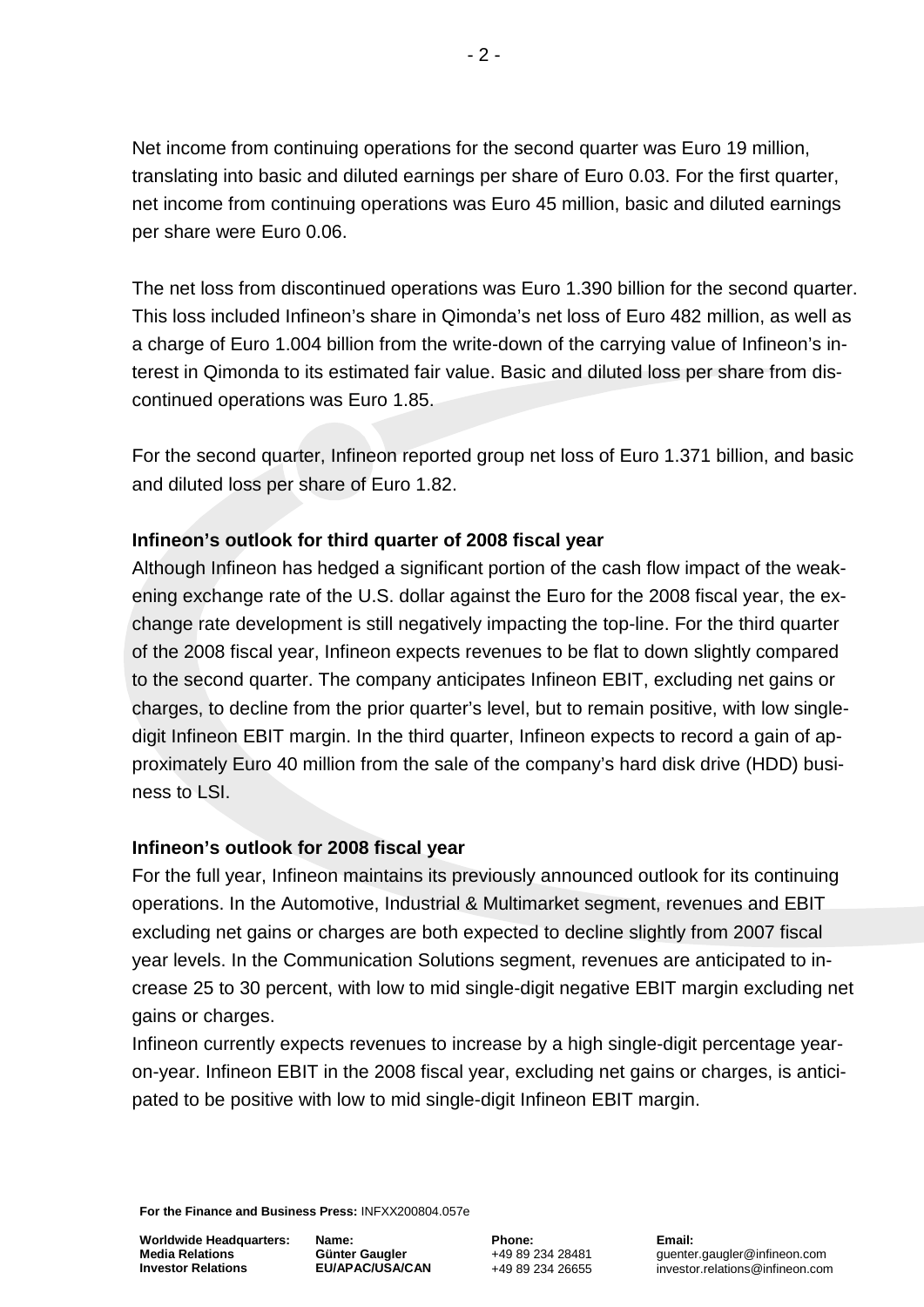Net income from continuing operations for the second quarter was Euro 19 million, translating into basic and diluted earnings per share of Euro 0.03. For the first quarter, net income from continuing operations was Euro 45 million, basic and diluted earnings per share were Euro 0.06.

The net loss from discontinued operations was Euro 1.390 billion for the second quarter. This loss included Infineon's share in Qimonda's net loss of Euro 482 million, as well as a charge of Euro 1.004 billion from the write-down of the carrying value of Infineon's interest in Qimonda to its estimated fair value. Basic and diluted loss per share from discontinued operations was Euro 1.85.

For the second quarter, Infineon reported group net loss of Euro 1.371 billion, and basic and diluted loss per share of Euro 1.82.

**Infineon's outlook for third quarter of 2008 fiscal year**

Although Infineon has hedged a significant portion of the cash flow impact of the weakening exchange rate of the U.S. dollar against the Euro for the 2008 fiscal year, the exchange rate development is still negatively impacting the top-line. For the third quarter of the 2008 fiscal year, Infineon expects revenues to be flat to down slightly compared to the second quarter. The company anticipates Infineon EBIT, excluding net gains or charges, to decline from the prior quarter's level, but to remain positive, with low single-digit Infineon EBIT margin. In the third quarter, Infineon expects to record a gain of approximately Euro 40 million from the sale of the company's hard disk drive (HDD) business to LSI.

**Infineon's outlook for 2008 fiscal year**

For the full year, Infineon maintains its previously announced outlook for its continuing operations. In the Automotive, Industrial & Multimarket segment, revenues and EBIT excluding net gains or charges are both expected to decline slightly from 2007 fiscal year levels. In the Communication Solutions segment, revenues are anticipated to increase 25 to 30 percent, with low to mid single-digit negative EBIT margin excluding net gains or charges.

Infineon currently expects revenues to increase by a high single-digit percentage year-on-year. Infineon EBIT in the 2008 fiscal year, excluding net gains or charges, is anticipated to be positive with low to mid single-digit Infineon EBIT margin.

**For the Finance and Business Press:** INFXX200804.057e

| **Worldwide Headquarters:** | **Name:** | **Phone:** | **Email:** |
|---|---|---|---|
| **Media Relations** | **Günter Gaugler** | +49 89 234 28481 | guenter.gaugler@infineon.com |
| **Investor Relations** | **EU/APAC/USA/CAN** | +49 89 234 26655 | investor.relations@infineon.com |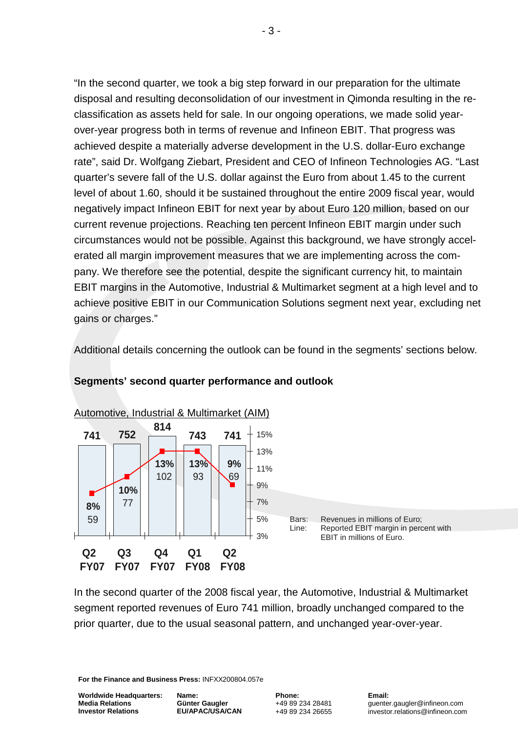"In the second quarter, we took a big step forward in our preparation for the ultimate disposal and resulting deconsolidation of our investment in Qimonda resulting in the re-classification as assets held for sale. In our ongoing operations, we made solid year-over-year progress both in terms of revenue and Infineon EBIT. That progress was achieved despite a materially adverse development in the U.S. dollar-Euro exchange rate", said Dr. Wolfgang Ziebart, President and CEO of Infineon Technologies AG. "Last quarter's severe fall of the U.S. dollar against the Euro from about 1.45 to the current level of about 1.60, should it be sustained throughout the entire 2009 fiscal year, would negatively impact Infineon EBIT for next year by about Euro 120 million, based on our current revenue projections. Reaching ten percent Infineon EBIT margin under such circumstances would not be possible. Against this background, we have strongly accelerated all margin improvement measures that we are implementing across the company. We therefore see the potential, despite the significant currency hit, to maintain EBIT margins in the Automotive, Industrial & Multimarket segment at a high level and to achieve positive EBIT in our Communication Solutions segment next year, excluding net gains or charges."

Additional details concerning the outlook can be found in the segments' sections below.

## Segments' second quarter performance and outlook

### Automotive, Industrial & Multimarket (AIM)

| | Q2 FY07 | Q3 FY07 | Q4 FY07 | Q1 FY08 | Q2 FY08 |
|---|---|---|---|---|---|
| Revenues (millions of Euro) | 741 | 752 | 814 | 743 | 741 |
| Reported EBIT margin | 8% | 10% | 13% | 13% | 9% |
| EBIT (millions of Euro) | 59 | 77 | 102 | 93 | 69 |

Bars: Revenues in millions of Euro;
Line: Reported EBIT margin in percent with EBIT in millions of Euro.

In the second quarter of the 2008 fiscal year, the Automotive, Industrial & Multimarket segment reported revenues of Euro 741 million, broadly unchanged compared to the prior quarter, due to the usual seasonal pattern, and unchanged year-over-year.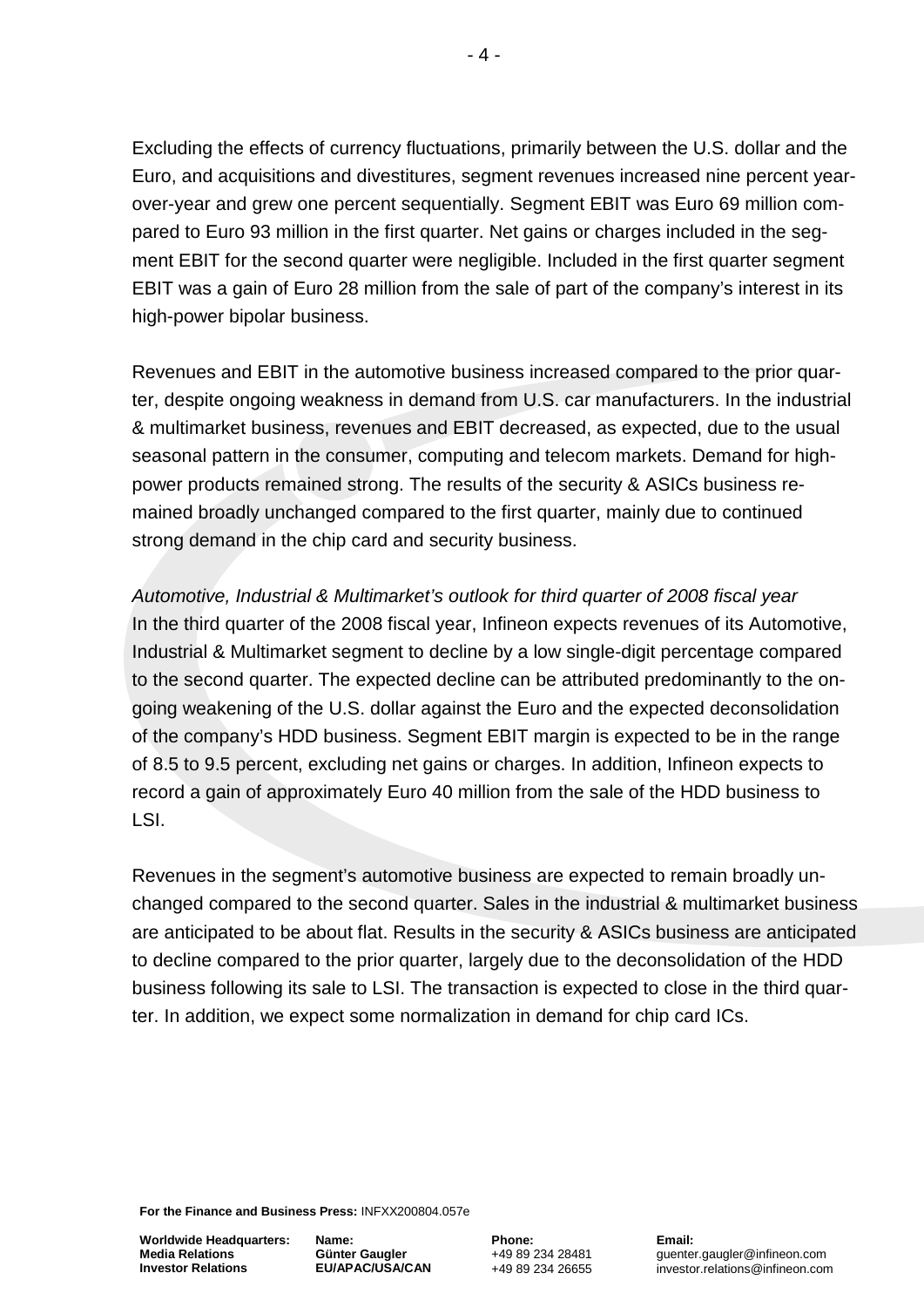Excluding the effects of currency fluctuations, primarily between the U.S. dollar and the Euro, and acquisitions and divestitures, segment revenues increased nine percent year-over-year and grew one percent sequentially. Segment EBIT was Euro 69 million compared to Euro 93 million in the first quarter. Net gains or charges included in the segment EBIT for the second quarter were negligible. Included in the first quarter segment EBIT was a gain of Euro 28 million from the sale of part of the company's interest in its high-power bipolar business.

Revenues and EBIT in the automotive business increased compared to the prior quarter, despite ongoing weakness in demand from U.S. car manufacturers. In the industrial & multimarket business, revenues and EBIT decreased, as expected, due to the usual seasonal pattern in the consumer, computing and telecom markets. Demand for high-power products remained strong. The results of the security & ASICs business remained broadly unchanged compared to the first quarter, mainly due to continued strong demand in the chip card and security business.

*Automotive, Industrial & Multimarket's outlook for third quarter of 2008 fiscal year*

In the third quarter of the 2008 fiscal year, Infineon expects revenues of its Automotive, Industrial & Multimarket segment to decline by a low single-digit percentage compared to the second quarter. The expected decline can be attributed predominantly to the ongoing weakening of the U.S. dollar against the Euro and the expected deconsolidation of the company's HDD business. Segment EBIT margin is expected to be in the range of 8.5 to 9.5 percent, excluding net gains or charges. In addition, Infineon expects to record a gain of approximately Euro 40 million from the sale of the HDD business to LSI.

Revenues in the segment's automotive business are expected to remain broadly unchanged compared to the second quarter. Sales in the industrial & multimarket business are anticipated to be about flat. Results in the security & ASICs business are anticipated to decline compared to the prior quarter, largely due to the deconsolidation of the HDD business following its sale to LSI. The transaction is expected to close in the third quarter. In addition, we expect some normalization in demand for chip card ICs.

**For the Finance and Business Press:** INFXX200804.057e

| **Worldwide Headquarters:** | **Name:** | **Phone:** | **Email:** |
|---|---|---|---|
| **Media Relations** | **Günter Gaugler** | +49 89 234 28481 | guenter.gaugler@infineon.com |
| **Investor Relations** | **EU/APAC/USA/CAN** | +49 89 234 26655 | investor.relations@infineon.com |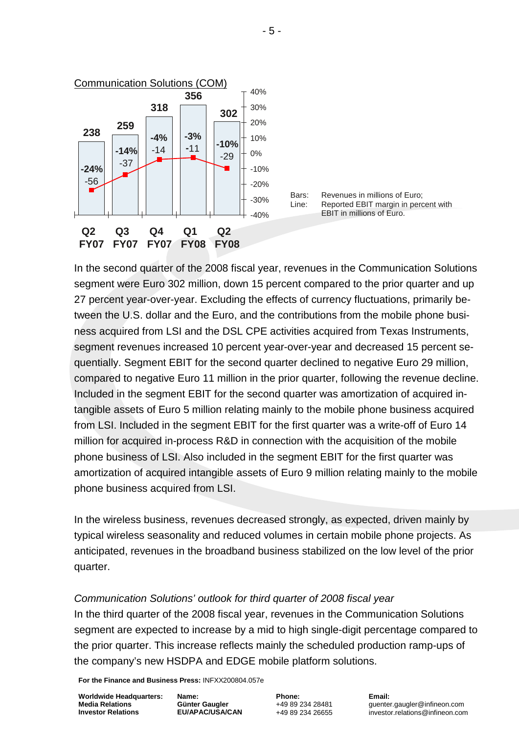Communication Solutions (COM)

| | Q2 FY07 | Q3 FY07 | Q4 FY07 | Q1 FY08 | Q2 FY08 |
|---|---|---|---|---|---|
| Revenues | 238 | 259 | 318 | 356 | 302 |
| EBIT margin | -24% | -14% | -4% | -3% | -10% |
| EBIT | -56 | -37 | -14 | -11 | -29 |

Bars: Revenues in millions of Euro;
Line: Reported EBIT margin in percent with EBIT in millions of Euro.

In the second quarter of the 2008 fiscal year, revenues in the Communication Solutions segment were Euro 302 million, down 15 percent compared to the prior quarter and up 27 percent year-over-year. Excluding the effects of currency fluctuations, primarily between the U.S. dollar and the Euro, and the contributions from the mobile phone business acquired from LSI and the DSL CPE activities acquired from Texas Instruments, segment revenues increased 10 percent year-over-year and decreased 15 percent sequentially. Segment EBIT for the second quarter declined to negative Euro 29 million, compared to negative Euro 11 million in the prior quarter, following the revenue decline. Included in the segment EBIT for the second quarter was amortization of acquired intangible assets of Euro 5 million relating mainly to the mobile phone business acquired from LSI. Included in the segment EBIT for the first quarter was a write-off of Euro 14 million for acquired in-process R&D in connection with the acquisition of the mobile phone business of LSI. Also included in the segment EBIT for the first quarter was amortization of acquired intangible assets of Euro 9 million relating mainly to the mobile phone business acquired from LSI.

In the wireless business, revenues decreased strongly, as expected, driven mainly by typical wireless seasonality and reduced volumes in certain mobile phone projects. As anticipated, revenues in the broadband business stabilized on the low level of the prior quarter.

*Communication Solutions' outlook for third quarter of 2008 fiscal year*

In the third quarter of the 2008 fiscal year, revenues in the Communication Solutions segment are expected to increase by a mid to high single-digit percentage compared to the prior quarter. This increase reflects mainly the scheduled production ramp-ups of the company's new HSDPA and EDGE mobile platform solutions.

**For the Finance and Business Press:** INFXX200804.057e

| Worldwide Headquarters: | Name: | Phone: | Email: |
|---|---|---|---|
| Media Relations | Günter Gaugler | +49 89 234 28481 | guenter.gaugler@infineon.com |
| Investor Relations | EU/APAC/USA/CAN | +49 89 234 26655 | investor.relations@infineon.com |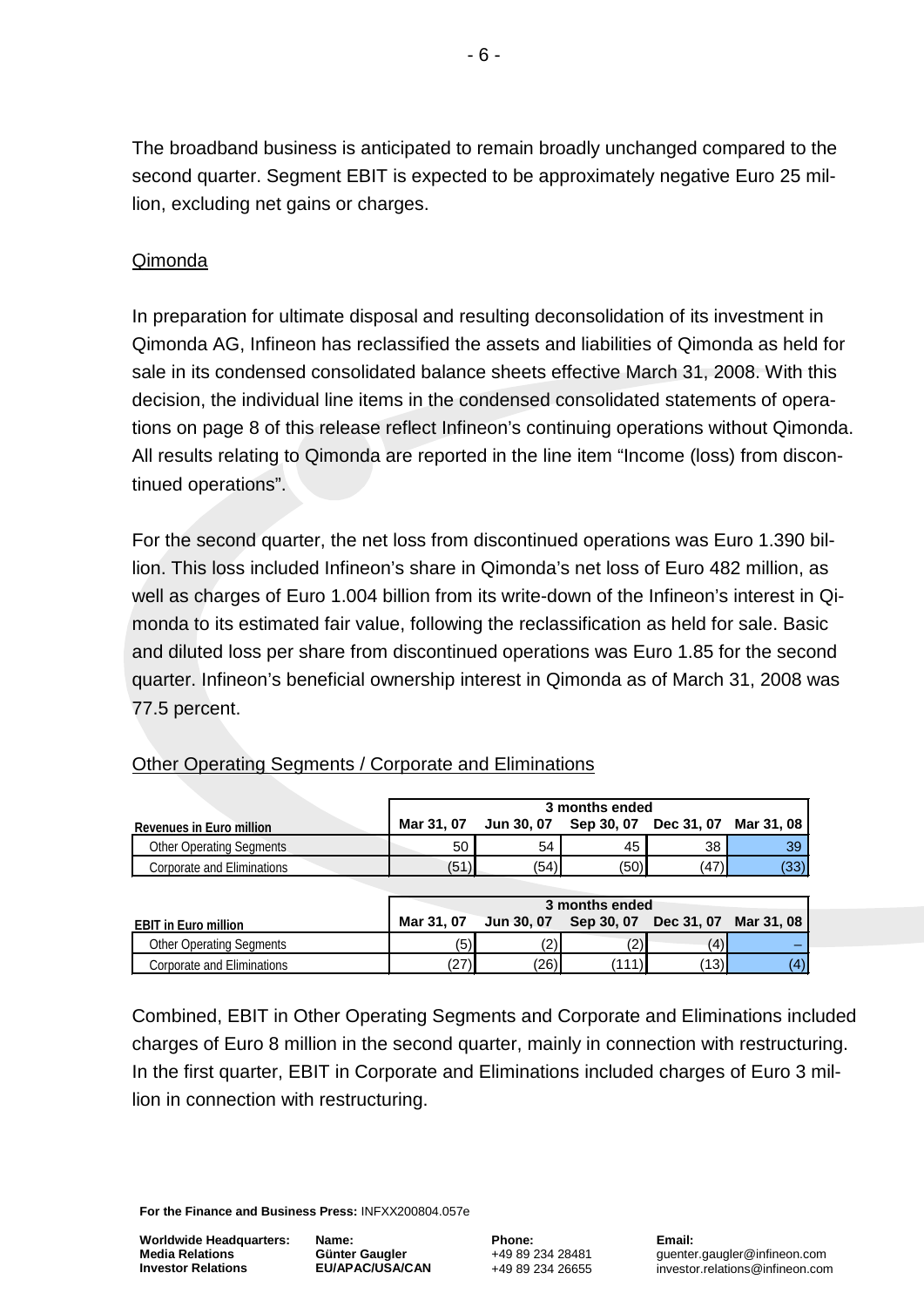The broadband business is anticipated to remain broadly unchanged compared to the second quarter. Segment EBIT is expected to be approximately negative Euro 25 million, excluding net gains or charges.

## Qimonda

In preparation for ultimate disposal and resulting deconsolidation of its investment in Qimonda AG, Infineon has reclassified the assets and liabilities of Qimonda as held for sale in its condensed consolidated balance sheets effective March 31, 2008. With this decision, the individual line items in the condensed consolidated statements of operations on page 8 of this release reflect Infineon's continuing operations without Qimonda. All results relating to Qimonda are reported in the line item "Income (loss) from discontinued operations".

For the second quarter, the net loss from discontinued operations was Euro 1.390 billion. This loss included Infineon's share in Qimonda's net loss of Euro 482 million, as well as charges of Euro 1.004 billion from its write-down of the Infineon's interest in Qimonda to its estimated fair value, following the reclassification as held for sale. Basic and diluted loss per share from discontinued operations was Euro 1.85 for the second quarter. Infineon's beneficial ownership interest in Qimonda as of March 31, 2008 was 77.5 percent.

## Other Operating Segments / Corporate and Eliminations

| | 3 months ended | | | | |
|---|---|---|---|---|---|
| **Revenues in Euro million** | **Mar 31, 07** | **Jun 30, 07** | **Sep 30, 07** | **Dec 31, 07** | **Mar 31, 08** |
| Other Operating Segments | 50 | 54 | 45 | 38 | 39 |
| Corporate and Eliminations | (51) | (54) | (50) | (47) | (33) |

| | 3 months ended | | | | |
|---|---|---|---|---|---|
| **EBIT in Euro million** | **Mar 31, 07** | **Jun 30, 07** | **Sep 30, 07** | **Dec 31, 07** | **Mar 31, 08** |
| Other Operating Segments | (5) | (2) | (2) | (4) | – |
| Corporate and Eliminations | (27) | (26) | (111) | (13) | (4) |

Combined, EBIT in Other Operating Segments and Corporate and Eliminations included charges of Euro 8 million in the second quarter, mainly in connection with restructuring. In the first quarter, EBIT in Corporate and Eliminations included charges of Euro 3 million in connection with restructuring.

**For the Finance and Business Press:** INFXX200804.057e

| **Worldwide Headquarters:** | **Name:** | **Phone:** | **Email:** |
|---|---|---|---|
| **Media Relations** | **Günter Gaugler** | +49 89 234 28481 | guenter.gaugler@infineon.com |
| **Investor Relations** | **EU/APAC/USA/CAN** | +49 89 234 26655 | investor.relations@infineon.com |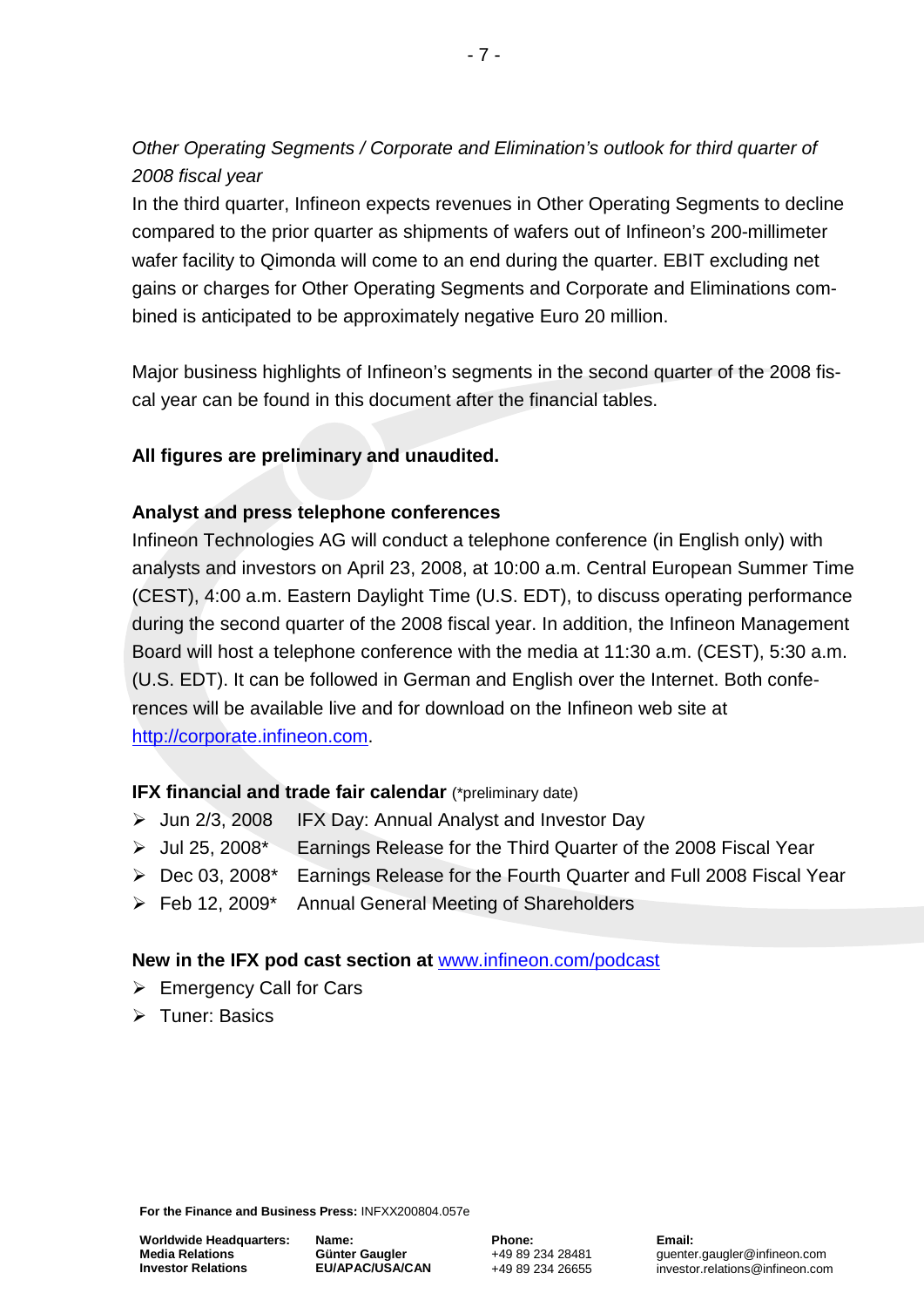*Other Operating Segments / Corporate and Elimination's outlook for third quarter of 2008 fiscal year*

In the third quarter, Infineon expects revenues in Other Operating Segments to decline compared to the prior quarter as shipments of wafers out of Infineon's 200-millimeter wafer facility to Qimonda will come to an end during the quarter. EBIT excluding net gains or charges for Other Operating Segments and Corporate and Eliminations combined is anticipated to be approximately negative Euro 20 million.

Major business highlights of Infineon's segments in the second quarter of the 2008 fiscal year can be found in this document after the financial tables.

**All figures are preliminary and unaudited.**

**Analyst and press telephone conferences**

Infineon Technologies AG will conduct a telephone conference (in English only) with analysts and investors on April 23, 2008, at 10:00 a.m. Central European Summer Time (CEST), 4:00 a.m. Eastern Daylight Time (U.S. EDT), to discuss operating performance during the second quarter of the 2008 fiscal year. In addition, the Infineon Management Board will host a telephone conference with the media at 11:30 a.m. (CEST), 5:30 a.m. (U.S. EDT). It can be followed in German and English over the Internet. Both conferences will be available live and for download on the Infineon web site at [http://corporate.infineon.com](http://corporate.infineon.com).

**IFX financial and trade fair calendar** (*preliminary date)

- Jun 2/3, 2008 IFX Day: Annual Analyst and Investor Day
- Jul 25, 2008* Earnings Release for the Third Quarter of the 2008 Fiscal Year
- Dec 03, 2008* Earnings Release for the Fourth Quarter and Full 2008 Fiscal Year
- Feb 12, 2009* Annual General Meeting of Shareholders

**New in the IFX pod cast section at** [www.infineon.com/podcast](www.infineon.com/podcast)

- Emergency Call for Cars
- Tuner: Basics

**For the Finance and Business Press:** INFXX200804.057e

| **Worldwide Headquarters:** | **Name:** | **Phone:** | **Email:** |
|---|---|---|---|
| **Media Relations** | **Günter Gaugler** | +49 89 234 28481 | guenter.gaugler@infineon.com |
| **Investor Relations** | **EU/APAC/USA/CAN** | +49 89 234 26655 | investor.relations@infineon.com |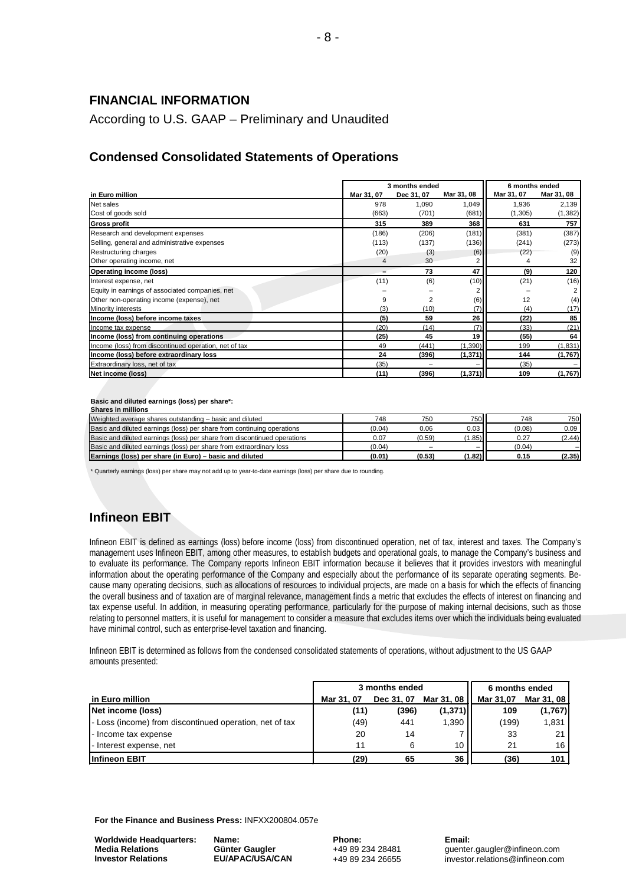## FINANCIAL INFORMATION

According to U.S. GAAP – Preliminary and Unaudited

### Condensed Consolidated Statements of Operations

| | 3 months ended | | | 6 months ended | |
|---|---|---|---|---|---|
| **in Euro million** | **Mar 31, 07** | **Dec 31, 07** | **Mar 31, 08** | **Mar 31, 07** | **Mar 31, 08** |
| Net sales | 978 | 1,090 | 1,049 | 1,936 | 2,139 |
| Cost of goods sold | (663) | (701) | (681) | (1,305) | (1,382) |
| **Gross profit** | **315** | **389** | **368** | **631** | **757** |
| Research and development expenses | (186) | (206) | (181) | (381) | (387) |
| Selling, general and administrative expenses | (113) | (137) | (136) | (241) | (273) |
| Restructuring charges | (20) | (3) | (6) | (22) | (9) |
| Other operating income, net | 4 | 30 | 2 | 4 | 32 |
| **Operating income (loss)** | **–** | **73** | **47** | **(9)** | **120** |
| Interest expense, net | (11) | (6) | (10) | (21) | (16) |
| Equity in earnings of associated companies, net | – | – | 2 | – | 2 |
| Other non-operating income (expense), net | 9 | 2 | (6) | 12 | (4) |
| Minority interests | (3) | (10) | (7) | (4) | (17) |
| **Income (loss) before income taxes** | **(5)** | **59** | **26** | **(22)** | **85** |
| Income tax expense | (20) | (14) | (7) | (33) | (21) |
| **Income (loss) from continuing operations** | **(25)** | **45** | **19** | **(55)** | **64** |
| Income (loss) from discontinued operation, net of tax | 49 | (441) | (1,390) | 199 | (1,831) |
| **Income (loss) before extraordinary loss** | **24** | **(396)** | **(1,371)** | **144** | **(1,767)** |
| Extraordinary loss, net of tax | (35) | – | – | (35) | – |
| **Net income (loss)** | **(11)** | **(396)** | **(1,371)** | **109** | **(1,767)** |

**Basic and diluted earnings (loss) per share\*:**
**Shares in millions**

| | | | | | |
|---|---|---|---|---|---|
| Weighted average shares outstanding – basic and diluted | 748 | 750 | 750 | 748 | 750 |
| Basic and diluted earnings (loss) per share from continuing operations | (0.04) | 0.06 | 0.03 | (0.08) | 0.09 |
| Basic and diluted earnings (loss) per share from discontinued operations | 0.07 | (0.59) | (1.85) | 0.27 | (2.44) |
| Basic and diluted earnings (loss) per share from extraordinary loss | (0.04) | – | – | (0.04) | – |
| **Earnings (loss) per share (in Euro) – basic and diluted** | **(0.01)** | **(0.53)** | **(1.82)** | **0.15** | **(2.35)** |

\* Quarterly earnings (loss) per share may not add up to year-to-date earnings (loss) per share due to rounding.

## Infineon EBIT

Infineon EBIT is defined as earnings (loss) before income (loss) from discontinued operation, net of tax, interest and taxes. The Company's management uses Infineon EBIT, among other measures, to establish budgets and operational goals, to manage the Company's business and to evaluate its performance. The Company reports Infineon EBIT information because it believes that it provides investors with meaningful information about the operating performance of the Company and especially about the performance of its separate operating segments. Because many operating decisions, such as allocations of resources to individual projects, are made on a basis for which the effects of financing the overall business and of taxation are of marginal relevance, management finds a metric that excludes the effects of interest on financing and tax expense useful. In addition, in measuring operating performance, particularly for the purpose of making internal decisions, such as those relating to personnel matters, it is useful for management to consider a measure that excludes items over which the individuals being evaluated have minimal control, such as enterprise-level taxation and financing.

Infineon EBIT is determined as follows from the condensed consolidated statements of operations, without adjustment to the US GAAP amounts presented:

| | 3 months ended | | | 6 months ended | |
|---|---|---|---|---|---|
| **in Euro million** | **Mar 31, 07** | **Dec 31, 07** | **Mar 31, 08** | **Mar 31,07** | **Mar 31, 08** |
| **Net income (loss)** | **(11)** | **(396)** | **(1,371)** | **109** | **(1,767)** |
| - Loss (income) from discontinued operation, net of tax | (49) | 441 | 1,390 | (199) | 1,831 |
| - Income tax expense | 20 | 14 | 7 | 33 | 21 |
| - Interest expense, net | 11 | 6 | 10 | 21 | 16 |
| **Infineon EBIT** | **(29)** | **65** | **36** | **(36)** | **101** |

**For the Finance and Business Press:** INFXX200804.057e

| **Worldwide Headquarters:** | **Name:** | **Phone:** | **Email:** |
|---|---|---|---|
| **Media Relations** | **Günter Gaugler** | +49 89 234 28481 | guenter.gaugler@infineon.com |
| **Investor Relations** | **EU/APAC/USA/CAN** | +49 89 234 26655 | investor.relations@infineon.com |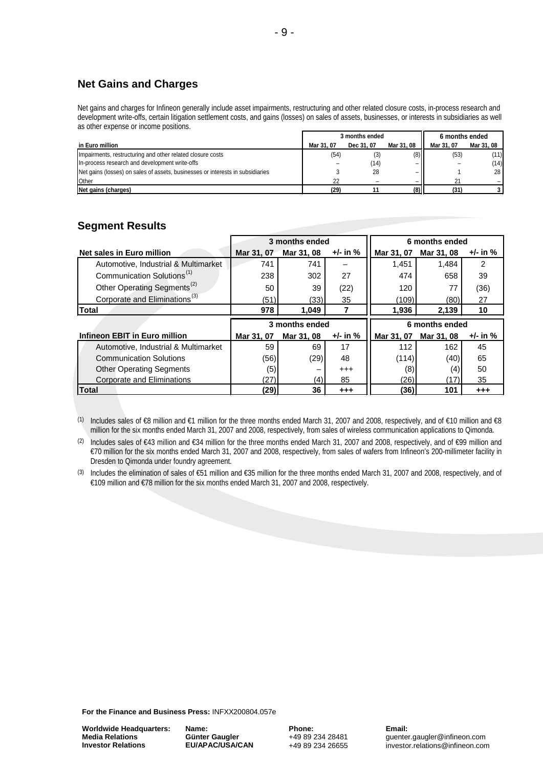## Net Gains and Charges

Net gains and charges for Infineon generally include asset impairments, restructuring and other related closure costs, in-process research and development write-offs, certain litigation settlement costs, and gains (losses) on sales of assets, businesses, or interests in subsidiaries as well as other expense or income positions.

| in Euro million | 3 months ended | | | 6 months ended | |
|---|---|---|---|---|---|
| | Mar 31, 07 | Dec 31, 07 | Mar 31, 08 | Mar 31, 07 | Mar 31, 08 |
| Impairments, restructuring and other related closure costs | (54) | (3) | (8) | (53) | (11) |
| In-process research and development write-offs | – | (14) | – | – | (14) |
| Net gains (losses) on sales of assets, businesses or interests in subsidiaries | 3 | 28 | – | 1 | 28 |
| Other | 22 | – | – | 21 | – |
| **Net gains (charges)** | **(29)** | **11** | **(8)** | **(31)** | **3** |

## Segment Results

| | 3 months ended | | | 6 months ended | | |
|---|---|---|---|---|---|---|
| **Net sales in Euro million** | **Mar 31, 07** | **Mar 31, 08** | **+/- in %** | **Mar 31, 07** | **Mar 31, 08** | **+/- in %** |
| Automotive, Industrial & Multimarket | 741 | 741 | – | 1,451 | 1,484 | 2 |
| Communication Solutions[1] | 238 | 302 | 27 | 474 | 658 | 39 |
| Other Operating Segments[2] | 50 | 39 | (22) | 120 | 77 | (36) |
| Corporate and Eliminations[3] | (51) | (33) | 35 | (109) | (80) | 27 |
| **Total** | **978** | **1,049** | **7** | **1,936** | **2,139** | **10** |

| | 3 months ended | | | 6 months ended | | |
|---|---|---|---|---|---|---|
| **Infineon EBIT in Euro million** | **Mar 31, 07** | **Mar 31, 08** | **+/- in %** | **Mar 31, 07** | **Mar 31, 08** | **+/- in %** |
| Automotive, Industrial & Multimarket | 59 | 69 | 17 | 112 | 162 | 45 |
| Communication Solutions | (56) | (29) | 48 | (114) | (40) | 65 |
| Other Operating Segments | (5) | – | +++ | (8) | (4) | 50 |
| Corporate and Eliminations | (27) | (4) | 85 | (26) | (17) | 35 |
| **Total** | **(29)** | **36** | **+++** | **(36)** | **101** | **+++** |

(1) Includes sales of €8 million and €1 million for the three months ended March 31, 2007 and 2008, respectively, and of €10 million and €8 million for the six months ended March 31, 2007 and 2008, respectively, from sales of wireless communication applications to Qimonda.

(2) Includes sales of €43 million and €34 million for the three months ended March 31, 2007 and 2008, respectively, and of €99 million and €70 million for the six months ended March 31, 2007 and 2008, respectively, from sales of wafers from Infineon's 200-millimeter facility in Dresden to Qimonda under foundry agreement.

(3) Includes the elimination of sales of €51 million and €35 million for the three months ended March 31, 2007 and 2008, respectively, and of €109 million and €78 million for the six months ended March 31, 2007 and 2008, respectively.

**For the Finance and Business Press:** INFXX200804.057e

| **Worldwide Headquarters:** | **Name:** | **Phone:** | **Email:** |
|---|---|---|---|
| **Media Relations** | **Günter Gaugler** | +49 89 234 28481 | guenter.gaugler@infineon.com |
| **Investor Relations** | **EU/APAC/USA/CAN** | +49 89 234 26655 | investor.relations@infineon.com |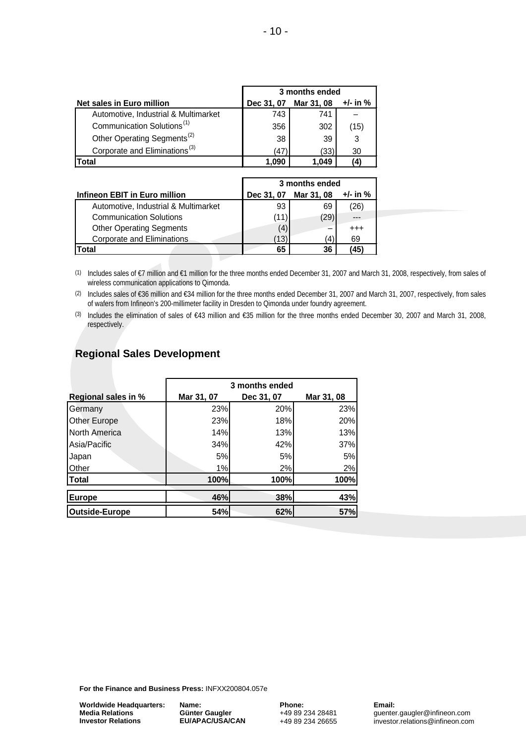| Net sales in Euro million | 3 months ended | | |
|---|---|---|---|
| | Dec 31, 07 | Mar 31, 08 | +/- in % |
| Automotive, Industrial & Multimarket | 743 | 741 | – |
| Communication Solutions[1] | 356 | 302 | (15) |
| Other Operating Segments[2] | 38 | 39 | 3 |
| Corporate and Eliminations[3] | (47) | (33) | 30 |
| **Total** | **1,090** | **1,049** | **(4)** |

| Infineon EBIT in Euro million | 3 months ended | | |
|---|---|---|---|
| | Dec 31, 07 | Mar 31, 08 | +/- in % |
| Automotive, Industrial & Multimarket | 93 | 69 | (26) |
| Communication Solutions | (11) | (29) | --- |
| Other Operating Segments | (4) | – | +++ |
| Corporate and Eliminations | (13) | (4) | 69 |
| **Total** | **65** | **36** | **(45)** |

(1) Includes sales of €7 million and €1 million for the three months ended December 31, 2007 and March 31, 2008, respectively, from sales of wireless communication applications to Qimonda.

(2) Includes sales of €36 million and €34 million for the three months ended December 31, 2007 and March 31, 2007, respectively, from sales of wafers from Infineon's 200-millimeter facility in Dresden to Qimonda under foundry agreement.

(3) Includes the elimination of sales of €43 million and €35 million for the three months ended December 30, 2007 and March 31, 2008, respectively.

## Regional Sales Development

| Regional sales in % | 3 months ended | | |
|---|---|---|---|
| | Mar 31, 07 | Dec 31, 07 | Mar 31, 08 |
| Germany | 23% | 20% | 23% |
| Other Europe | 23% | 18% | 20% |
| North America | 14% | 13% | 13% |
| Asia/Pacific | 34% | 42% | 37% |
| Japan | 5% | 5% | 5% |
| Other | 1% | 2% | 2% |
| **Total** | **100%** | **100%** | **100%** |
| **Europe** | **46%** | **38%** | **43%** |
| **Outside-Europe** | **54%** | **62%** | **57%** |

**For the Finance and Business Press:** INFXX200804.057e

| **Worldwide Headquarters:** | **Name:** | **Phone:** | **Email:** |
|---|---|---|---|
| **Media Relations** | **Günter Gaugler** | +49 89 234 28481 | guenter.gaugler@infineon.com |
| **Investor Relations** | **EU/APAC/USA/CAN** | +49 89 234 26655 | investor.relations@infineon.com |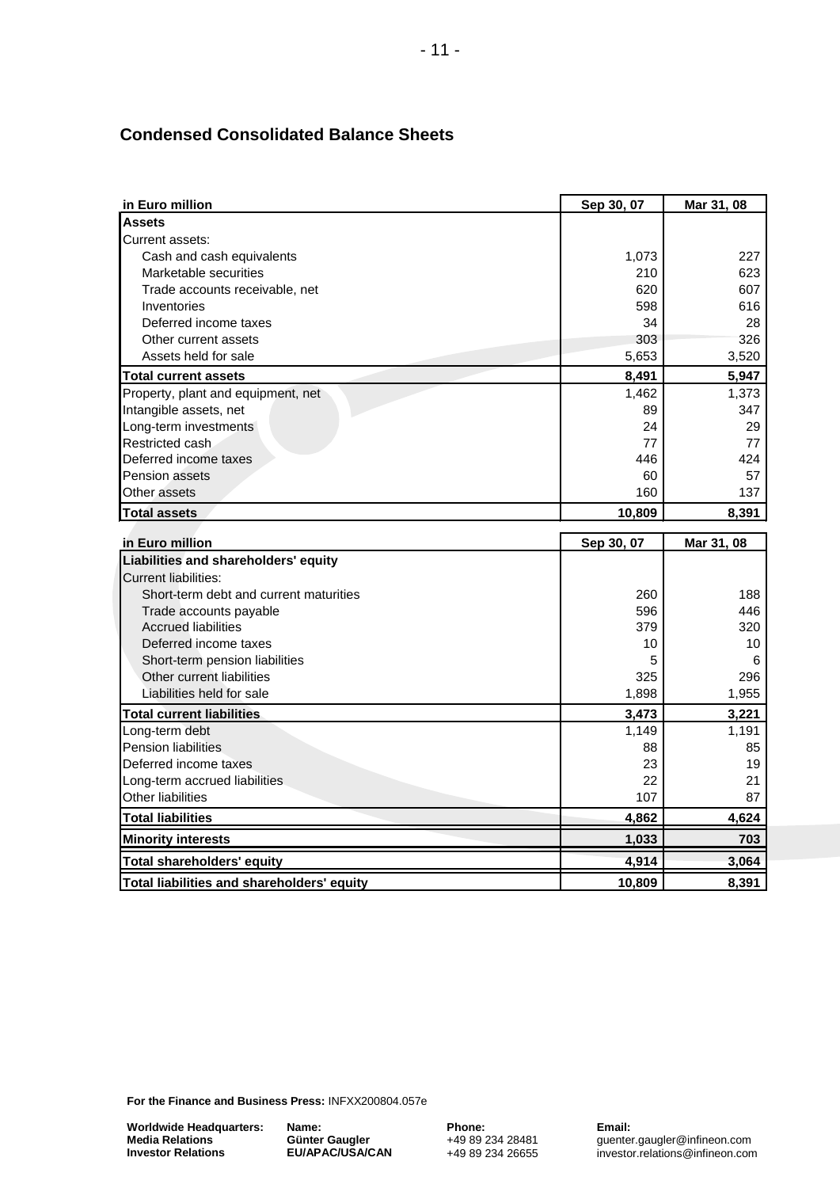## Condensed Consolidated Balance Sheets

| in Euro million | Sep 30, 07 | Mar 31, 08 |
|---|---|---|
| **Assets** | | |
| Current assets: | | |
| Cash and cash equivalents | 1,073 | 227 |
| Marketable securities | 210 | 623 |
| Trade accounts receivable, net | 620 | 607 |
| Inventories | 598 | 616 |
| Deferred income taxes | 34 | 28 |
| Other current assets | 303 | 326 |
| Assets held for sale | 5,653 | 3,520 |
| **Total current assets** | **8,491** | **5,947** |
| Property, plant and equipment, net | 1,462 | 1,373 |
| Intangible assets, net | 89 | 347 |
| Long-term investments | 24 | 29 |
| Restricted cash | 77 | 77 |
| Deferred income taxes | 446 | 424 |
| Pension assets | 60 | 57 |
| Other assets | 160 | 137 |
| **Total assets** | **10,809** | **8,391** |

| in Euro million | Sep 30, 07 | Mar 31, 08 |
|---|---|---|
| **Liabilities and shareholders' equity** | | |
| Current liabilities: | | |
| Short-term debt and current maturities | 260 | 188 |
| Trade accounts payable | 596 | 446 |
| Accrued liabilities | 379 | 320 |
| Deferred income taxes | 10 | 10 |
| Short-term pension liabilities | 5 | 6 |
| Other current liabilities | 325 | 296 |
| Liabilities held for sale | 1,898 | 1,955 |
| **Total current liabilities** | **3,473** | **3,221** |
| Long-term debt | 1,149 | 1,191 |
| Pension liabilities | 88 | 85 |
| Deferred income taxes | 23 | 19 |
| Long-term accrued liabilities | 22 | 21 |
| Other liabilities | 107 | 87 |
| **Total liabilities** | **4,862** | **4,624** |
| **Minority interests** | **1,033** | **703** |
| **Total shareholders' equity** | **4,914** | **3,064** |
| **Total liabilities and shareholders' equity** | **10,809** | **8,391** |

**For the Finance and Business Press:** INFXX200804.057e

| Worldwide Headquarters: | Name: | Phone: | Email: |
|---|---|---|---|
| Media Relations | Günter Gaugler | +49 89 234 28481 | guenter.gaugler@infineon.com |
| Investor Relations | EU/APAC/USA/CAN | +49 89 234 26655 | investor.relations@infineon.com |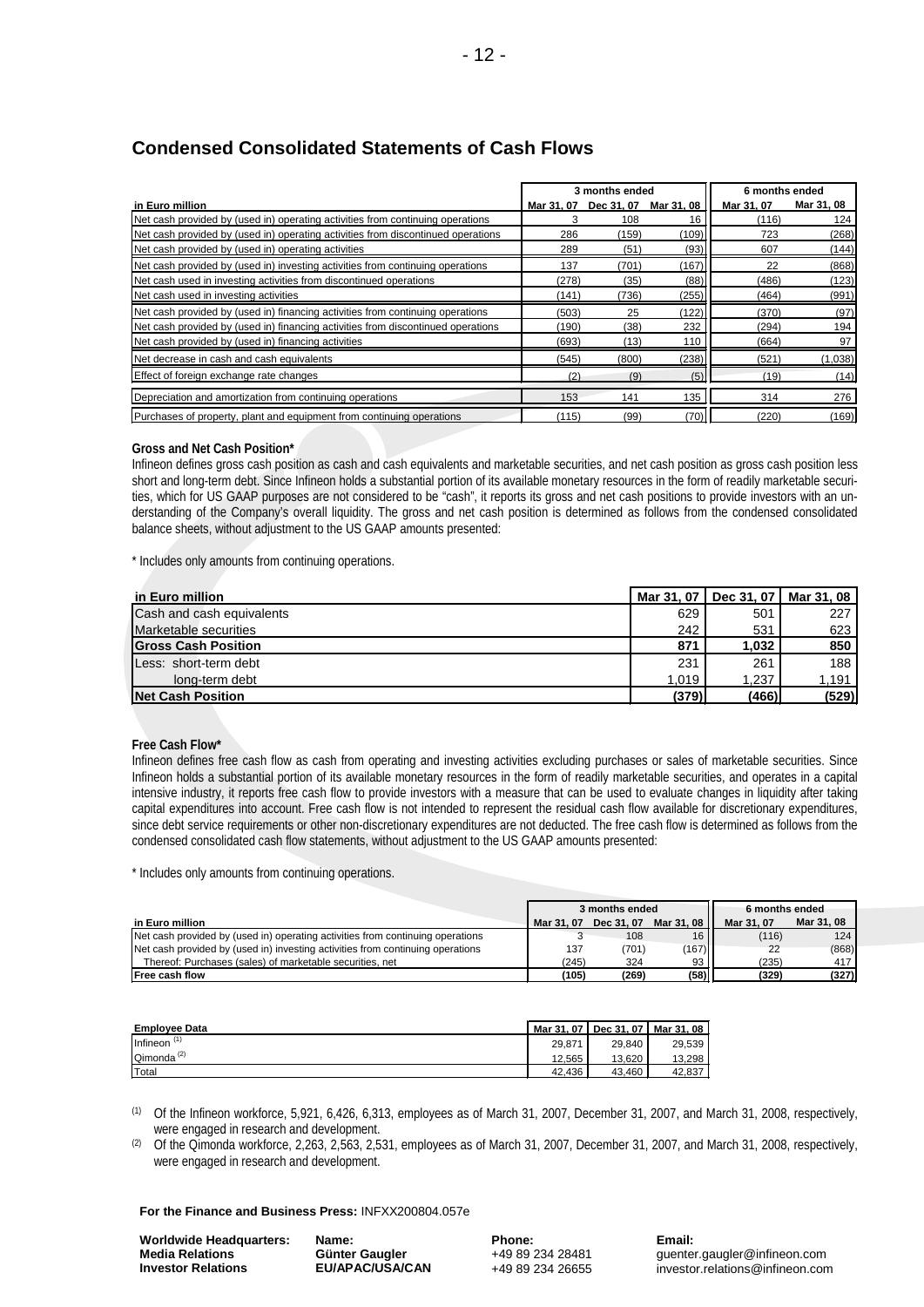## Condensed Consolidated Statements of Cash Flows

| in Euro million | 3 months ended | | | 6 months ended | |
|---|---|---|---|---|---|
| | Mar 31, 07 | Dec 31, 07 | Mar 31, 08 | Mar 31, 07 | Mar 31, 08 |
| Net cash provided by (used in) operating activities from continuing operations | 3 | 108 | 16 | (116) | 124 |
| Net cash provided by (used in) operating activities from discontinued operations | 286 | (159) | (109) | 723 | (268) |
| Net cash provided by (used in) operating activities | 289 | (51) | (93) | 607 | (144) |
| Net cash provided by (used in) investing activities from continuing operations | 137 | (701) | (167) | 22 | (868) |
| Net cash used in investing activities from discontinued operations | (278) | (35) | (88) | (486) | (123) |
| Net cash used in investing activities | (141) | (736) | (255) | (464) | (991) |
| Net cash provided by (used in) financing activities from continuing operations | (503) | 25 | (122) | (370) | (97) |
| Net cash provided by (used in) financing activities from discontinued operations | (190) | (38) | 232 | (294) | 194 |
| Net cash provided by (used in) financing activities | (693) | (13) | 110 | (664) | 97 |
| Net decrease in cash and cash equivalents | (545) | (800) | (238) | (521) | (1,038) |
| Effect of foreign exchange rate changes | (2) | (9) | (5) | (19) | (14) |
| Depreciation and amortization from continuing operations | 153 | 141 | 135 | 314 | 276 |
| Purchases of property, plant and equipment from continuing operations | (115) | (99) | (70) | (220) | (169) |

**Gross and Net Cash Position***

Infineon defines gross cash position as cash and cash equivalents and marketable securities, and net cash position as gross cash position less short and long-term debt. Since Infineon holds a substantial portion of its available monetary resources in the form of readily marketable securities, which for US GAAP purposes are not considered to be "cash", it reports its gross and net cash positions to provide investors with an understanding of the Company's overall liquidity. The gross and net cash position is determined as follows from the condensed consolidated balance sheets, without adjustment to the US GAAP amounts presented:

* Includes only amounts from continuing operations.

| in Euro million | Mar 31, 07 | Dec 31, 07 | Mar 31, 08 |
|---|---|---|---|
| Cash and cash equivalents | 629 | 501 | 227 |
| Marketable securities | 242 | 531 | 623 |
| **Gross Cash Position** | **871** | **1,032** | **850** |
| Less: short-term debt | 231 | 261 | 188 |
| long-term debt | 1,019 | 1,237 | 1,191 |
| **Net Cash Position** | **(379)** | **(466)** | **(529)** |

**Free Cash Flow***

Infineon defines free cash flow as cash from operating and investing activities excluding purchases or sales of marketable securities. Since Infineon holds a substantial portion of its available monetary resources in the form of readily marketable securities, and operates in a capital intensive industry, it reports free cash flow to provide investors with a measure that can be used to evaluate changes in liquidity after taking capital expenditures into account. Free cash flow is not intended to represent the residual cash flow available for discretionary expenditures, since debt service requirements or other non-discretionary expenditures are not deducted. The free cash flow is determined as follows from the condensed consolidated cash flow statements, without adjustment to the US GAAP amounts presented:

* Includes only amounts from continuing operations.

| in Euro million | 3 months ended | | | 6 months ended | |
|---|---|---|---|---|---|
| | Mar 31, 07 | Dec 31, 07 | Mar 31, 08 | Mar 31, 07 | Mar 31, 08 |
| Net cash provided by (used in) operating activities from continuing operations | 3 | 108 | 16 | (116) | 124 |
| Net cash provided by (used in) investing activities from continuing operations | 137 | (701) | (167) | 22 | (868) |
| Thereof: Purchases (sales) of marketable securities, net | (245) | 324 | 93 | (235) | 417 |
| **Free cash flow** | **(105)** | **(269)** | **(58)** | **(329)** | **(327)** |

| Employee Data | Mar 31, 07 | Dec 31, 07 | Mar 31, 08 |
|---|---|---|---|
| Infineon [(1)] | 29,871 | 29,840 | 29,539 |
| Qimonda [(2)] | 12,565 | 13,620 | 13,298 |
| Total | 42,436 | 43,460 | 42,837 |

(1) Of the Infineon workforce, 5,921, 6,426, 6,313, employees as of March 31, 2007, December 31, 2007, and March 31, 2008, respectively, were engaged in research and development.

(2) Of the Qimonda workforce, 2,263, 2,563, 2,531, employees as of March 31, 2007, December 31, 2007, and March 31, 2008, respectively, were engaged in research and development.

**For the Finance and Business Press:** INFXX200804.057e

| **Worldwide Headquarters:** | **Name:** | **Phone:** | **Email:** |
|---|---|---|---|
| **Media Relations** | **Günter Gaugler** | +49 89 234 28481 | guenter.gaugler@infineon.com |
| **Investor Relations** | **EU/APAC/USA/CAN** | +49 89 234 26655 | investor.relations@infineon.com |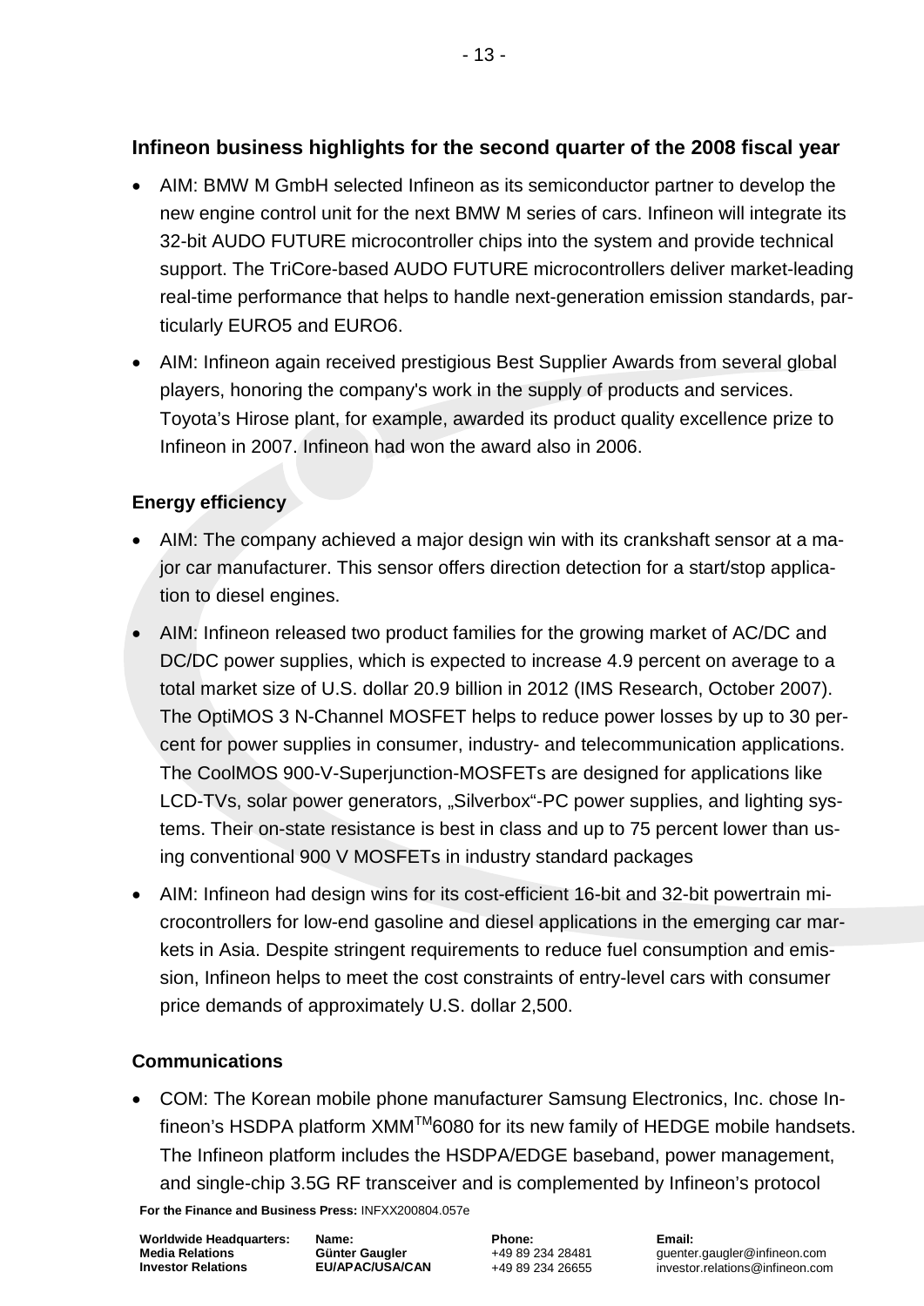## Infineon business highlights for the second quarter of the 2008 fiscal year

- AIM: BMW M GmbH selected Infineon as its semiconductor partner to develop the new engine control unit for the next BMW M series of cars. Infineon will integrate its 32-bit AUDO FUTURE microcontroller chips into the system and provide technical support. The TriCore-based AUDO FUTURE microcontrollers deliver market-leading real-time performance that helps to handle next-generation emission standards, particularly EURO5 and EURO6.
- AIM: Infineon again received prestigious Best Supplier Awards from several global players, honoring the company's work in the supply of products and services. Toyota's Hirose plant, for example, awarded its product quality excellence prize to Infineon in 2007. Infineon had won the award also in 2006.

### Energy efficiency

- AIM: The company achieved a major design win with its crankshaft sensor at a major car manufacturer. This sensor offers direction detection for a start/stop application to diesel engines.
- AIM: Infineon released two product families for the growing market of AC/DC and DC/DC power supplies, which is expected to increase 4.9 percent on average to a total market size of U.S. dollar 20.9 billion in 2012 (IMS Research, October 2007). The OptiMOS 3 N-Channel MOSFET helps to reduce power losses by up to 30 percent for power supplies in consumer, industry- and telecommunication applications. The CoolMOS 900-V-Superjunction-MOSFETs are designed for applications like LCD-TVs, solar power generators, „Silverbox"-PC power supplies, and lighting systems. Their on-state resistance is best in class and up to 75 percent lower than using conventional 900 V MOSFETs in industry standard packages
- AIM: Infineon had design wins for its cost-efficient 16-bit and 32-bit powertrain microcontrollers for low-end gasoline and diesel applications in the emerging car markets in Asia. Despite stringent requirements to reduce fuel consumption and emission, Infineon helps to meet the cost constraints of entry-level cars with consumer price demands of approximately U.S. dollar 2,500.

### Communications

- COM: The Korean mobile phone manufacturer Samsung Electronics, Inc. chose Infineon's HSDPA platform XMM™6080 for its new family of HEDGE mobile handsets. The Infineon platform includes the HSDPA/EDGE baseband, power management, and single-chip 3.5G RF transceiver and is complemented by Infineon's protocol

**For the Finance and Business Press:** INFXX200804.057e

| **Worldwide Headquarters:** | **Name:** | **Phone:** | **Email:** |
|---|---|---|---|
| **Media Relations** | **Günter Gaugler** | +49 89 234 28481 | guenter.gaugler@infineon.com |
| **Investor Relations** | **EU/APAC/USA/CAN** | +49 89 234 26655 | investor.relations@infineon.com |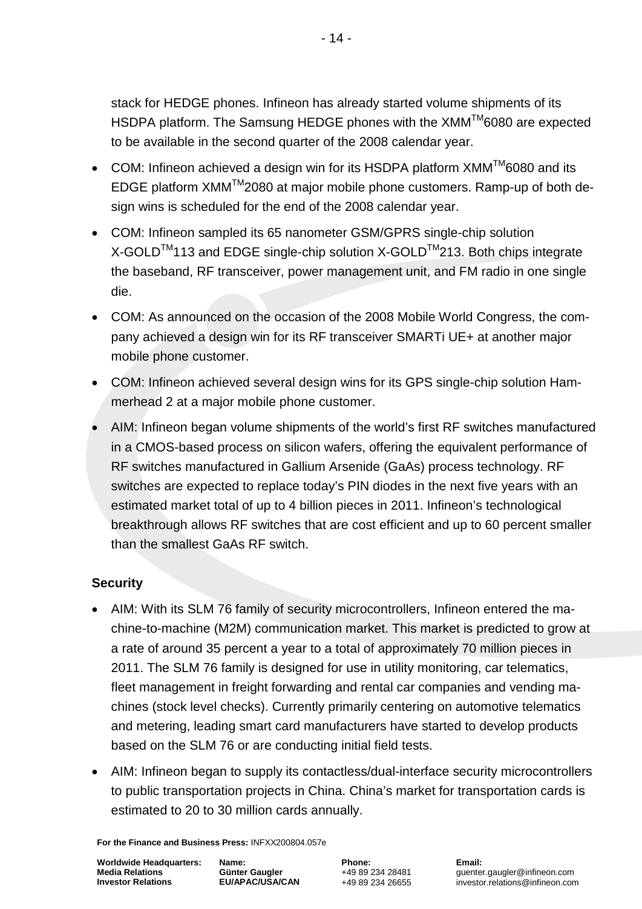stack for HEDGE phones. Infineon has already started volume shipments of its HSDPA platform. The Samsung HEDGE phones with the XMM$^{TM}$6080 are expected to be available in the second quarter of the 2008 calendar year.

- COM: Infineon achieved a design win for its HSDPA platform XMM$^{TM}$6080 and its EDGE platform XMM$^{TM}$2080 at major mobile phone customers. Ramp-up of both design wins is scheduled for the end of the 2008 calendar year.
- COM: Infineon sampled its 65 nanometer GSM/GPRS single-chip solution X-GOLD$^{TM}$113 and EDGE single-chip solution X-GOLD$^{TM}$213. Both chips integrate the baseband, RF transceiver, power management unit, and FM radio in one single die.
- COM: As announced on the occasion of the 2008 Mobile World Congress, the company achieved a design win for its RF transceiver SMARTi UE+ at another major mobile phone customer.
- COM: Infineon achieved several design wins for its GPS single-chip solution Hammerhead 2 at a major mobile phone customer.
- AIM: Infineon began volume shipments of the world's first RF switches manufactured in a CMOS-based process on silicon wafers, offering the equivalent performance of RF switches manufactured in Gallium Arsenide (GaAs) process technology. RF switches are expected to replace today's PIN diodes in the next five years with an estimated market total of up to 4 billion pieces in 2011. Infineon's technological breakthrough allows RF switches that are cost efficient and up to 60 percent smaller than the smallest GaAs RF switch.

**Security**

- AIM: With its SLM 76 family of security microcontrollers, Infineon entered the machine-to-machine (M2M) communication market. This market is predicted to grow at a rate of around 35 percent a year to a total of approximately 70 million pieces in 2011. The SLM 76 family is designed for use in utility monitoring, car telematics, fleet management in freight forwarding and rental car companies and vending machines (stock level checks). Currently primarily centering on automotive telematics and metering, leading smart card manufacturers have started to develop products based on the SLM 76 or are conducting initial field tests.
- AIM: Infineon began to supply its contactless/dual-interface security microcontrollers to public transportation projects in China. China's market for transportation cards is estimated to 20 to 30 million cards annually.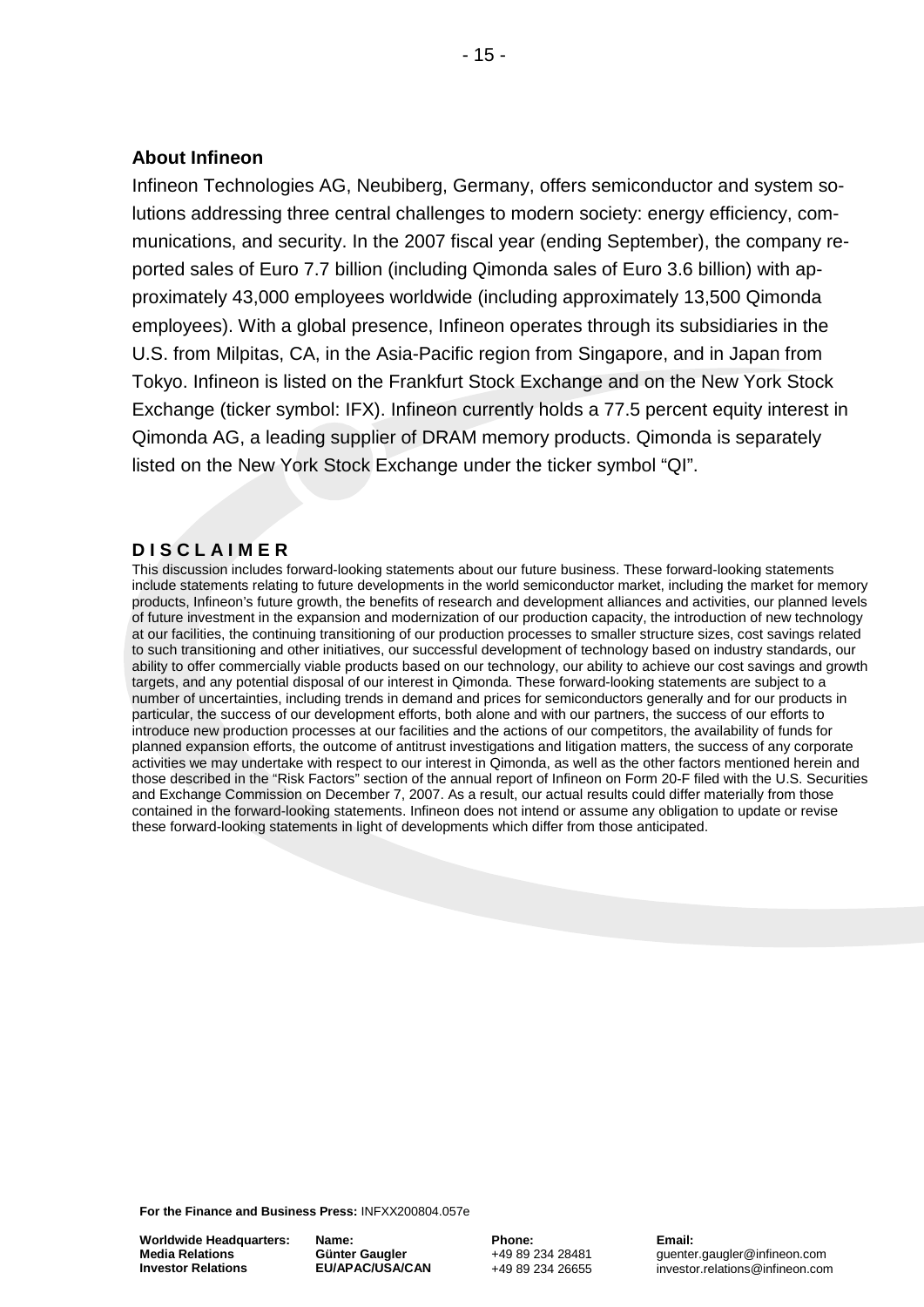### About Infineon

Infineon Technologies AG, Neubiberg, Germany, offers semiconductor and system solutions addressing three central challenges to modern society: energy efficiency, communications, and security. In the 2007 fiscal year (ending September), the company reported sales of Euro 7.7 billion (including Qimonda sales of Euro 3.6 billion) with approximately 43,000 employees worldwide (including approximately 13,500 Qimonda employees). With a global presence, Infineon operates through its subsidiaries in the U.S. from Milpitas, CA, in the Asia-Pacific region from Singapore, and in Japan from Tokyo. Infineon is listed on the Frankfurt Stock Exchange and on the New York Stock Exchange (ticker symbol: IFX). Infineon currently holds a 77.5 percent equity interest in Qimonda AG, a leading supplier of DRAM memory products. Qimonda is separately listed on the New York Stock Exchange under the ticker symbol "QI".

### D I S C L A I M E R

This discussion includes forward-looking statements about our future business. These forward-looking statements include statements relating to future developments in the world semiconductor market, including the market for memory products, Infineon's future growth, the benefits of research and development alliances and activities, our planned levels of future investment in the expansion and modernization of our production capacity, the introduction of new technology at our facilities, the continuing transitioning of our production processes to smaller structure sizes, cost savings related to such transitioning and other initiatives, our successful development of technology based on industry standards, our ability to offer commercially viable products based on our technology, our ability to achieve our cost savings and growth targets, and any potential disposal of our interest in Qimonda. These forward-looking statements are subject to a number of uncertainties, including trends in demand and prices for semiconductors generally and for our products in particular, the success of our development efforts, both alone and with our partners, the success of our efforts to introduce new production processes at our facilities and the actions of our competitors, the availability of funds for planned expansion efforts, the outcome of antitrust investigations and litigation matters, the success of any corporate activities we may undertake with respect to our interest in Qimonda, as well as the other factors mentioned herein and those described in the "Risk Factors" section of the annual report of Infineon on Form 20-F filed with the U.S. Securities and Exchange Commission on December 7, 2007. As a result, our actual results could differ materially from those contained in the forward-looking statements. Infineon does not intend or assume any obligation to update or revise these forward-looking statements in light of developments which differ from those anticipated.

**For the Finance and Business Press:** INFXX200804.057e

| **Worldwide Headquarters:** | **Name:** | **Phone:** | **Email:** |
|---|---|---|---|
| **Media Relations** | **Günter Gaugler** | +49 89 234 28481 | guenter.gaugler@infineon.com |
| **Investor Relations** | **EU/APAC/USA/CAN** | +49 89 234 26655 | investor.relations@infineon.com |